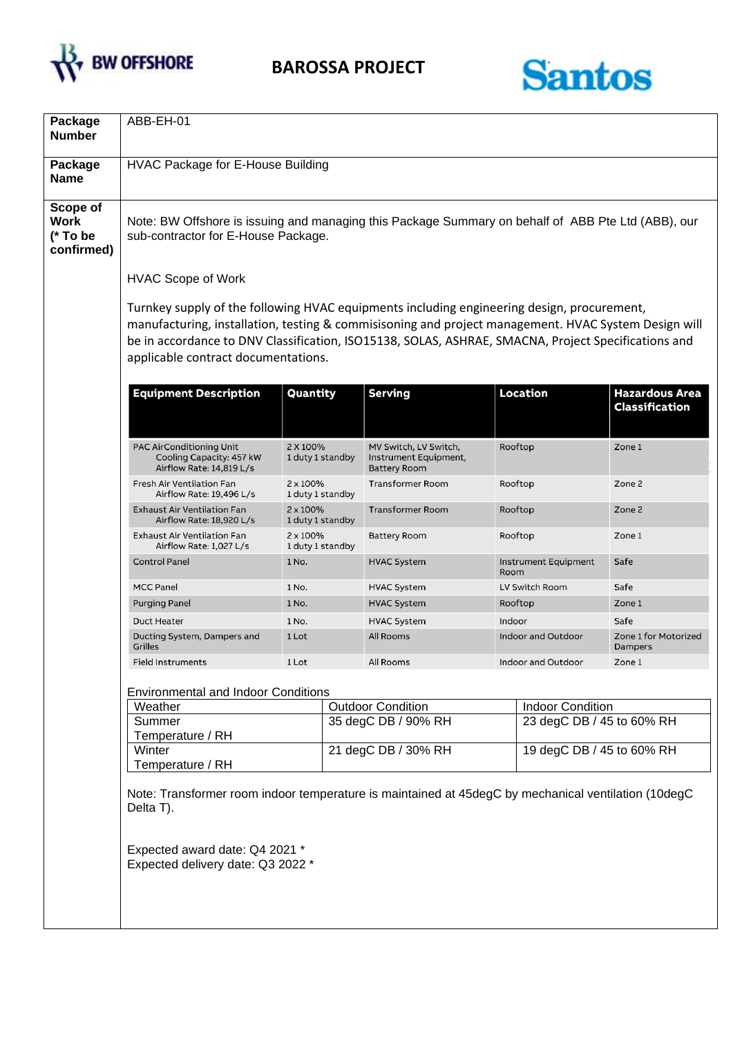BW OFFSHORE

# BAROSSA PROJECT

Santos

| | |
|---|---|
| **Package Number** | ABB-EH-01 |
| **Package Name** | HVAC Package for E-House Building |
| **Scope of Work (* To be confirmed)** | See below |

Note: BW Offshore is issuing and managing this Package Summary on behalf of ABB Pte Ltd (ABB), our sub-contractor for E-House Package.

HVAC Scope of Work

Turnkey supply of the following HVAC equipments including engineering design, procurement, manufacturing, installation, testing & commisisoning and project management. HVAC System Design will be in accordance to DNV Classification, ISO15138, SOLAS, ASHRAE, SMACNA, Project Specifications and applicable contract documentations.

| Equipment Description | Quantity | Serving | Location | Hazardous Area Classification |
|---|---|---|---|---|
| PAC AirConditioning Unit<br>Cooling Capacity: 457 kW<br>Airflow Rate: 14,819 L/s | 2 X 100%<br>1 duty 1 standby | MV Switch, LV Switch, Instrument Equipment, Battery Room | Rooftop | Zone 1 |
| Fresh Air Ventilation Fan<br>Airflow Rate: 19,496 L/s | 2 x 100%<br>1 duty 1 standby | Transformer Room | Rooftop | Zone 2 |
| Exhaust Air Ventilation Fan<br>Airflow Rate: 18,920 L/s | 2 x 100%<br>1 duty 1 standby | Transformer Room | Rooftop | Zone 2 |
| Exhaust Air Ventilation Fan<br>Airflow Rate: 1,027 L/s | 2 x 100%<br>1 duty 1 standby | Battery Room | Rooftop | Zone 1 |
| Control Panel | 1 No. | HVAC System | Instrument Equipment Room | Safe |
| MCC Panel | 1 No. | HVAC System | LV Switch Room | Safe |
| Purging Panel | 1 No. | HVAC System | Rooftop | Zone 1 |
| Duct Heater | 1 No. | HVAC System | Indoor | Safe |
| Ducting System, Dampers and Grilles | 1 Lot | All Rooms | Indoor and Outdoor | Zone 1 for Motorized Dampers |
| Field Instruments | 1 Lot | All Rooms | Indoor and Outdoor | Zone 1 |

Environmental and Indoor Conditions

| Weather | Outdoor Condition | Indoor Condition |
|---|---|---|
| Summer Temperature / RH | 35 degC DB / 90% RH | 23 degC DB / 45 to 60% RH |
| Winter Temperature / RH | 21 degC DB / 30% RH | 19 degC DB / 45 to 60% RH |

Note: Transformer room indoor temperature is maintained at 45degC by mechanical ventilation (10degC Delta T).

Expected award date: Q4 2021 *
Expected delivery date: Q3 2022 *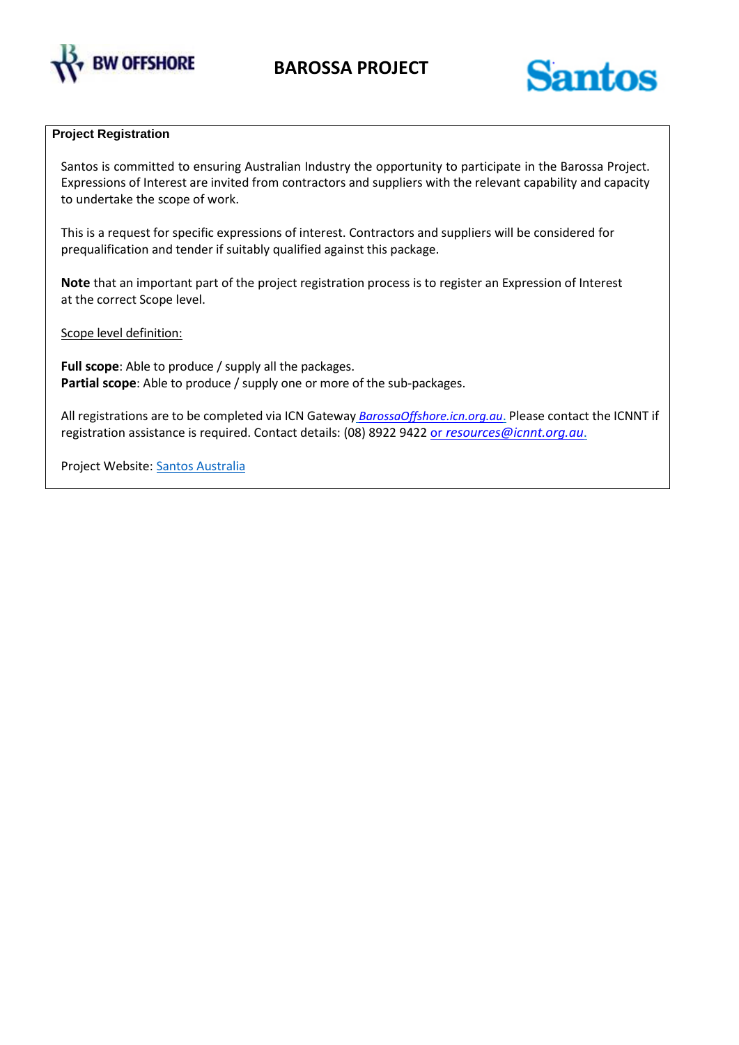BW OFFSHORE

# BAROSSA PROJECT

Santos

**Project Registration**

Santos is committed to ensuring Australian Industry the opportunity to participate in the Barossa Project. Expressions of Interest are invited from contractors and suppliers with the relevant capability and capacity to undertake the scope of work.

This is a request for specific expressions of interest. Contractors and suppliers will be considered for prequalification and tender if suitably qualified against this package.

**Note** that an important part of the project registration process is to register an Expression of Interest at the correct Scope level.

Scope level definition:

**Full scope**: Able to produce / supply all the packages.
**Partial scope**: Able to produce / supply one or more of the sub-packages.

All registrations are to be completed via ICN Gateway *BarossaOffshore.icn.org.au*. Please contact the ICNNT if registration assistance is required. Contact details: (08) 8922 9422 or *resources@icnnt.org.au*.

Project Website: Santos Australia